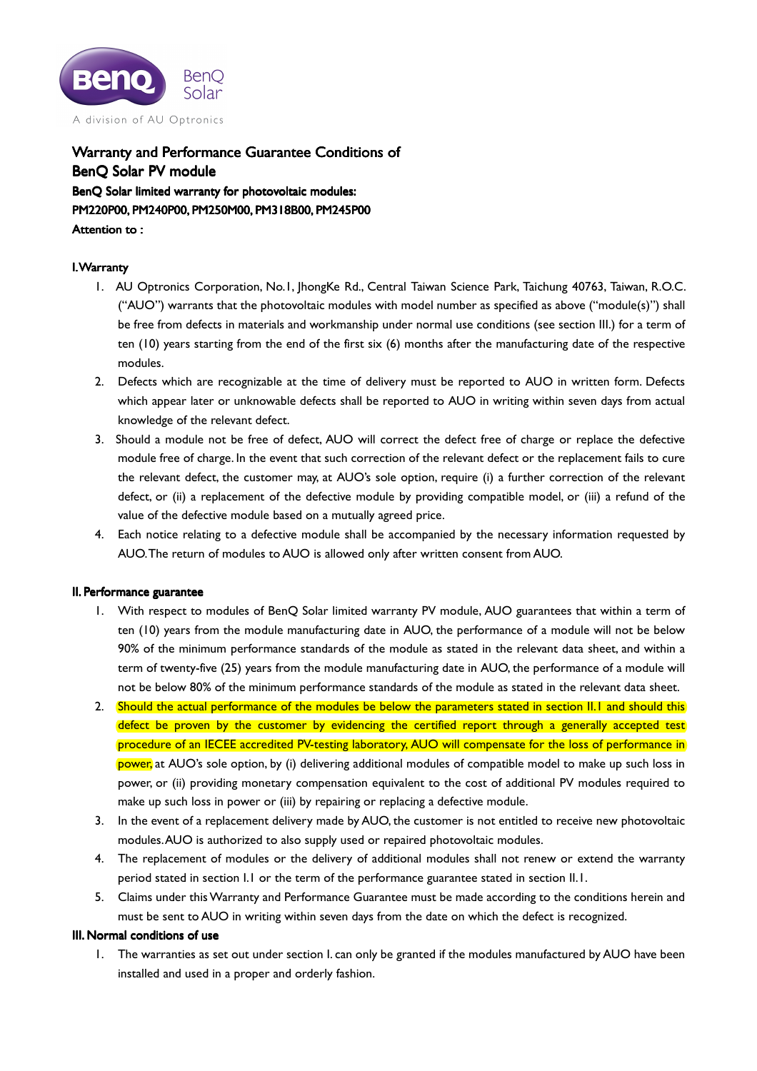BenQ Solar

A division of AU Optronics

# Warranty and Performance Guarantee Conditions of BenQ Solar PV module

**BenQ Solar limited warranty for photovoltaic modules:**

**PM220P00, PM240P00, PM250M00, PM318B00, PM245P00**

**Attention to :**

## I. Warranty

1. AU Optronics Corporation, No.1, JhongKe Rd., Central Taiwan Science Park, Taichung 40763, Taiwan, R.O.C. ("AUO") warrants that the photovoltaic modules with model number as specified as above ("module(s)") shall be free from defects in materials and workmanship under normal use conditions (see section III.) for a term of ten (10) years starting from the end of the first six (6) months after the manufacturing date of the respective modules.
2. Defects which are recognizable at the time of delivery must be reported to AUO in written form. Defects which appear later or unknowable defects shall be reported to AUO in writing within seven days from actual knowledge of the relevant defect.
3. Should a module not be free of defect, AUO will correct the defect free of charge or replace the defective module free of charge. In the event that such correction of the relevant defect or the replacement fails to cure the relevant defect, the customer may, at AUO's sole option, require (i) a further correction of the relevant defect, or (ii) a replacement of the defective module by providing compatible model, or (iii) a refund of the value of the defective module based on a mutually agreed price.
4. Each notice relating to a defective module shall be accompanied by the necessary information requested by AUO. The return of modules to AUO is allowed only after written consent from AUO.

## II. Performance guarantee

1. With respect to modules of BenQ Solar limited warranty PV module, AUO guarantees that within a term of ten (10) years from the module manufacturing date in AUO, the performance of a module will not be below 90% of the minimum performance standards of the module as stated in the relevant data sheet, and within a term of twenty-five (25) years from the module manufacturing date in AUO, the performance of a module will not be below 80% of the minimum performance standards of the module as stated in the relevant data sheet.
2. Should the actual performance of the modules be below the parameters stated in section II.1 and should this defect be proven by the customer by evidencing the certified report through a generally accepted test procedure of an IECEE accredited PV-testing laboratory, AUO will compensate for the loss of performance in power, at AUO's sole option, by (i) delivering additional modules of compatible model to make up such loss in power, or (ii) providing monetary compensation equivalent to the cost of additional PV modules required to make up such loss in power or (iii) by repairing or replacing a defective module.
3. In the event of a replacement delivery made by AUO, the customer is not entitled to receive new photovoltaic modules. AUO is authorized to also supply used or repaired photovoltaic modules.
4. The replacement of modules or the delivery of additional modules shall not renew or extend the warranty period stated in section I.1 or the term of the performance guarantee stated in section II.1.
5. Claims under this Warranty and Performance Guarantee must be made according to the conditions herein and must be sent to AUO in writing within seven days from the date on which the defect is recognized.

## III. Normal conditions of use

1. The warranties as set out under section I. can only be granted if the modules manufactured by AUO have been installed and used in a proper and orderly fashion.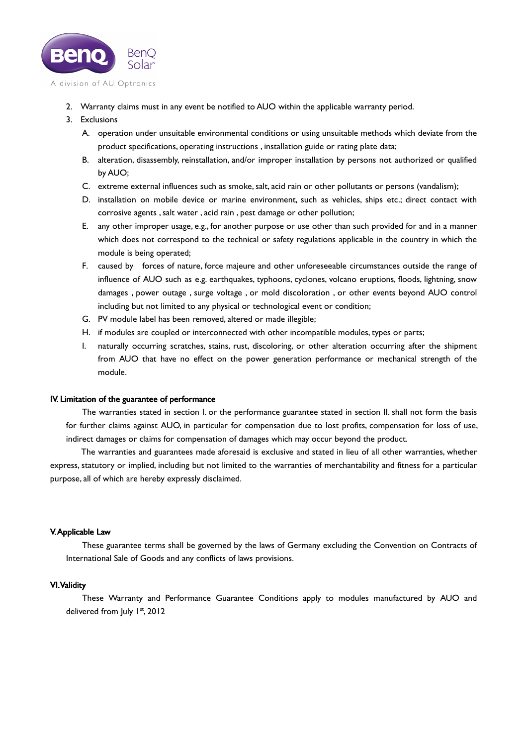2. Warranty claims must in any event be notified to AUO within the applicable warranty period.
3. Exclusions
   A. operation under unsuitable environmental conditions or using unsuitable methods which deviate from the product specifications, operating instructions , installation guide or rating plate data;
   B. alteration, disassembly, reinstallation, and/or improper installation by persons not authorized or qualified by AUO;
   C. extreme external influences such as smoke, salt, acid rain or other pollutants or persons (vandalism);
   D. installation on mobile device or marine environment, such as vehicles, ships etc.; direct contact with corrosive agents , salt water , acid rain , pest damage or other pollution;
   E. any other improper usage, e.g., for another purpose or use other than such provided for and in a manner which does not correspond to the technical or safety regulations applicable in the country in which the module is being operated;
   F. caused by forces of nature, force majeure and other unforeseeable circumstances outside the range of influence of AUO such as e.g. earthquakes, typhoons, cyclones, volcano eruptions, floods, lightning, snow damages , power outage , surge voltage , or mold discoloration , or other events beyond AUO control including but not limited to any physical or technological event or condition;
   G. PV module label has been removed, altered or made illegible;
   H. if modules are coupled or interconnected with other incompatible modules, types or parts;
   I. naturally occurring scratches, stains, rust, discoloring, or other alteration occurring after the shipment from AUO that have no effect on the power generation performance or mechanical strength of the module.

**IV. Limitation of the guarantee of performance**

The warranties stated in section I. or the performance guarantee stated in section II. shall not form the basis for further claims against AUO, in particular for compensation due to lost profits, compensation for loss of use, indirect damages or claims for compensation of damages which may occur beyond the product.

The warranties and guarantees made aforesaid is exclusive and stated in lieu of all other warranties, whether express, statutory or implied, including but not limited to the warranties of merchantability and fitness for a particular purpose, all of which are hereby expressly disclaimed.

**V. Applicable Law**

These guarantee terms shall be governed by the laws of Germany excluding the Convention on Contracts of International Sale of Goods and any conflicts of laws provisions.

**VI. Validity**

These Warranty and Performance Guarantee Conditions apply to modules manufactured by AUO and delivered from July 1st, 2012